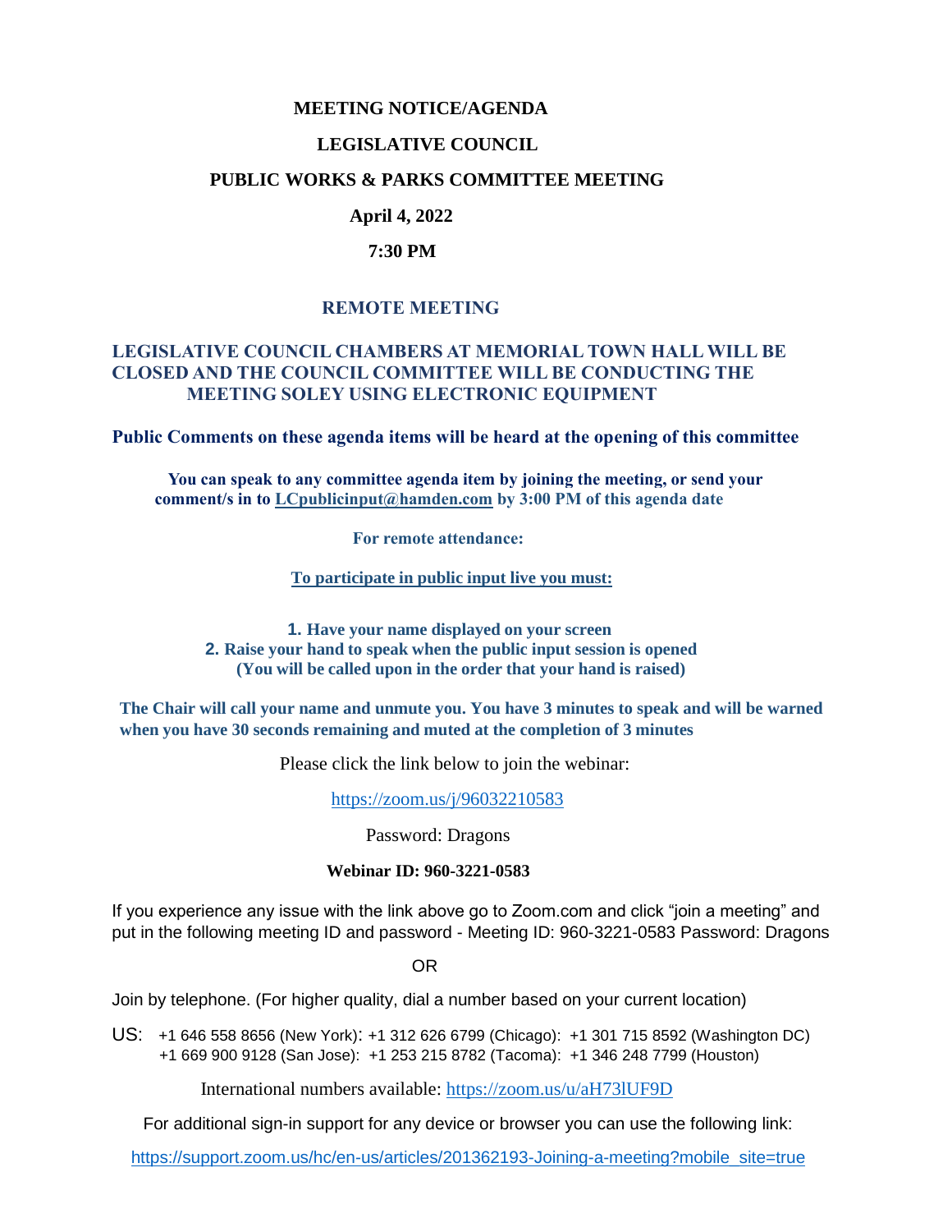# MEETING NOTICE/AGENDA

# LEGISLATIVE COUNCIL

# PUBLIC WORKS & PARKS COMMITTEE MEETING

**April 4, 2022**

**7:30 PM**

## REMOTE MEETING

**LEGISLATIVE COUNCIL CHAMBERS AT MEMORIAL TOWN HALL WILL BE CLOSED AND THE COUNCIL COMMITTEE WILL BE CONDUCTING THE MEETING SOLEY USING ELECTRONIC EQUIPMENT**

**Public Comments on these agenda items will be heard at the opening of this committee**

**You can speak to any committee agenda item by joining the meeting, or send your comment/s in to LCpublicinput@hamden.com by 3:00 PM of this agenda date**

**For remote attendance:**

**To participate in public input live you must:**

1. **Have your name displayed on your screen**
2. **Raise your hand to speak when the public input session is opened (You will be called upon in the order that your hand is raised)**

**The Chair will call your name and unmute you. You have 3 minutes to speak and will be warned when you have 30 seconds remaining and muted at the completion of 3 minutes**

Please click the link below to join the webinar:

https://zoom.us/j/96032210583

Password: Dragons

**Webinar ID: 960-3221-0583**

If you experience any issue with the link above go to Zoom.com and click "join a meeting" and put in the following meeting ID and password - Meeting ID: 960-3221-0583 Password: Dragons

OR

Join by telephone. (For higher quality, dial a number based on your current location)

US: +1 646 558 8656 (New York): +1 312 626 6799 (Chicago): +1 301 715 8592 (Washington DC)
+1 669 900 9128 (San Jose): +1 253 215 8782 (Tacoma): +1 346 248 7799 (Houston)

International numbers available: https://zoom.us/u/aH73lUF9D

For additional sign-in support for any device or browser you can use the following link:

https://support.zoom.us/hc/en-us/articles/201362193-Joining-a-meeting?mobile_site=true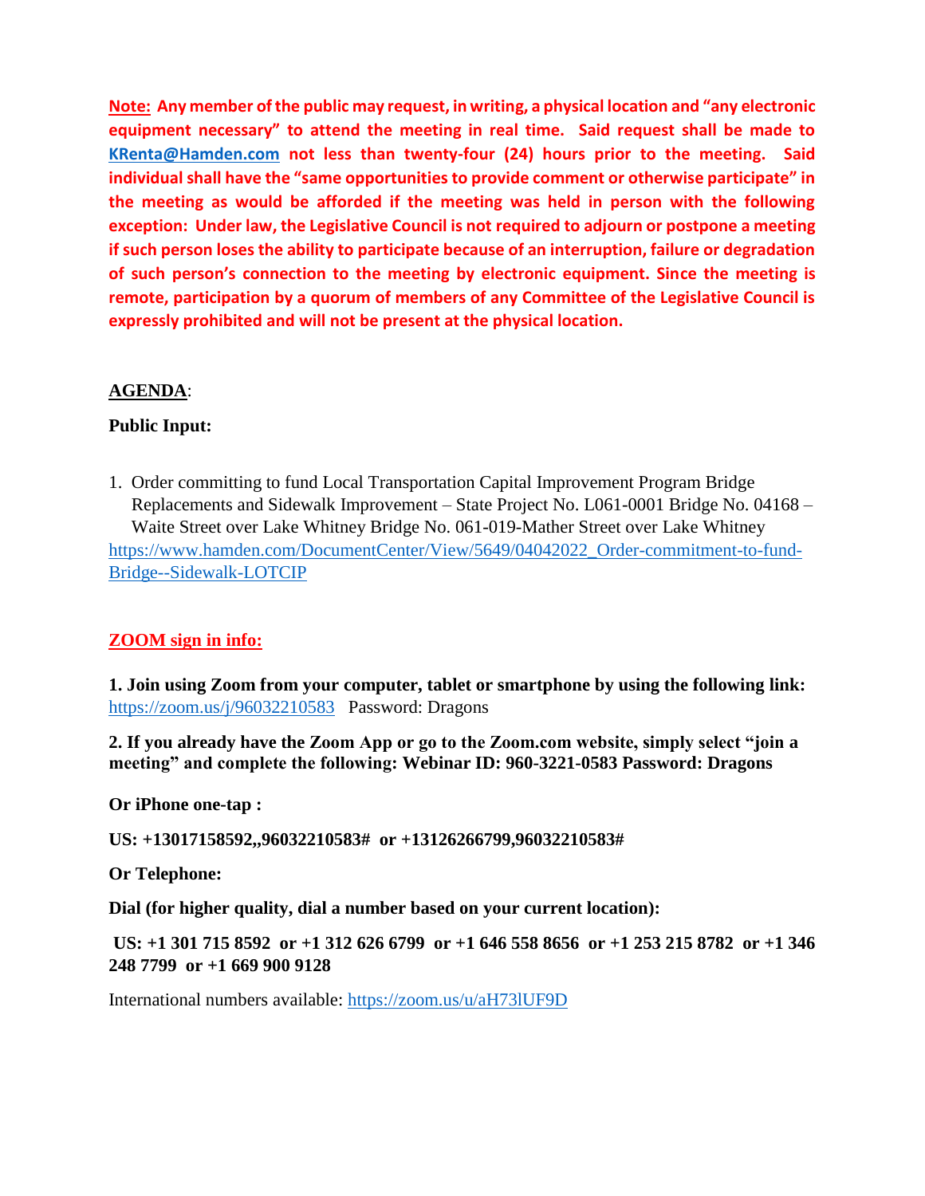**Note: Any member of the public may request, in writing, a physical location and "any electronic equipment necessary" to attend the meeting in real time. Said request shall be made to KRenta@Hamden.com not less than twenty-four (24) hours prior to the meeting. Said individual shall have the "same opportunities to provide comment or otherwise participate" in the meeting as would be afforded if the meeting was held in person with the following exception: Under law, the Legislative Council is not required to adjourn or postpone a meeting if such person loses the ability to participate because of an interruption, failure or degradation of such person's connection to the meeting by electronic equipment. Since the meeting is remote, participation by a quorum of members of any Committee of the Legislative Council is expressly prohibited and will not be present at the physical location.**

**AGENDA**:

**Public Input:**

1. Order committing to fund Local Transportation Capital Improvement Program Bridge Replacements and Sidewalk Improvement – State Project No. L061-0001 Bridge No. 04168 – Waite Street over Lake Whitney Bridge No. 061-019-Mather Street over Lake Whitney
https://www.hamden.com/DocumentCenter/View/5649/04042022_Order-commitment-to-fund-Bridge--Sidewalk-LOTCIP

**ZOOM sign in info:**

**1. Join using Zoom from your computer, tablet or smartphone by using the following link:** https://zoom.us/j/96032210583 Password: Dragons

**2. If you already have the Zoom App or go to the Zoom.com website, simply select "join a meeting" and complete the following: Webinar ID: 960-3221-0583 Password: Dragons**

**Or iPhone one-tap :**

**US: +13017158592,,96032210583# or +13126266799,96032210583#**

**Or Telephone:**

**Dial (for higher quality, dial a number based on your current location):**

**US: +1 301 715 8592 or +1 312 626 6799 or +1 646 558 8656 or +1 253 215 8782 or +1 346 248 7799 or +1 669 900 9128**

International numbers available: https://zoom.us/u/aH73lUF9D